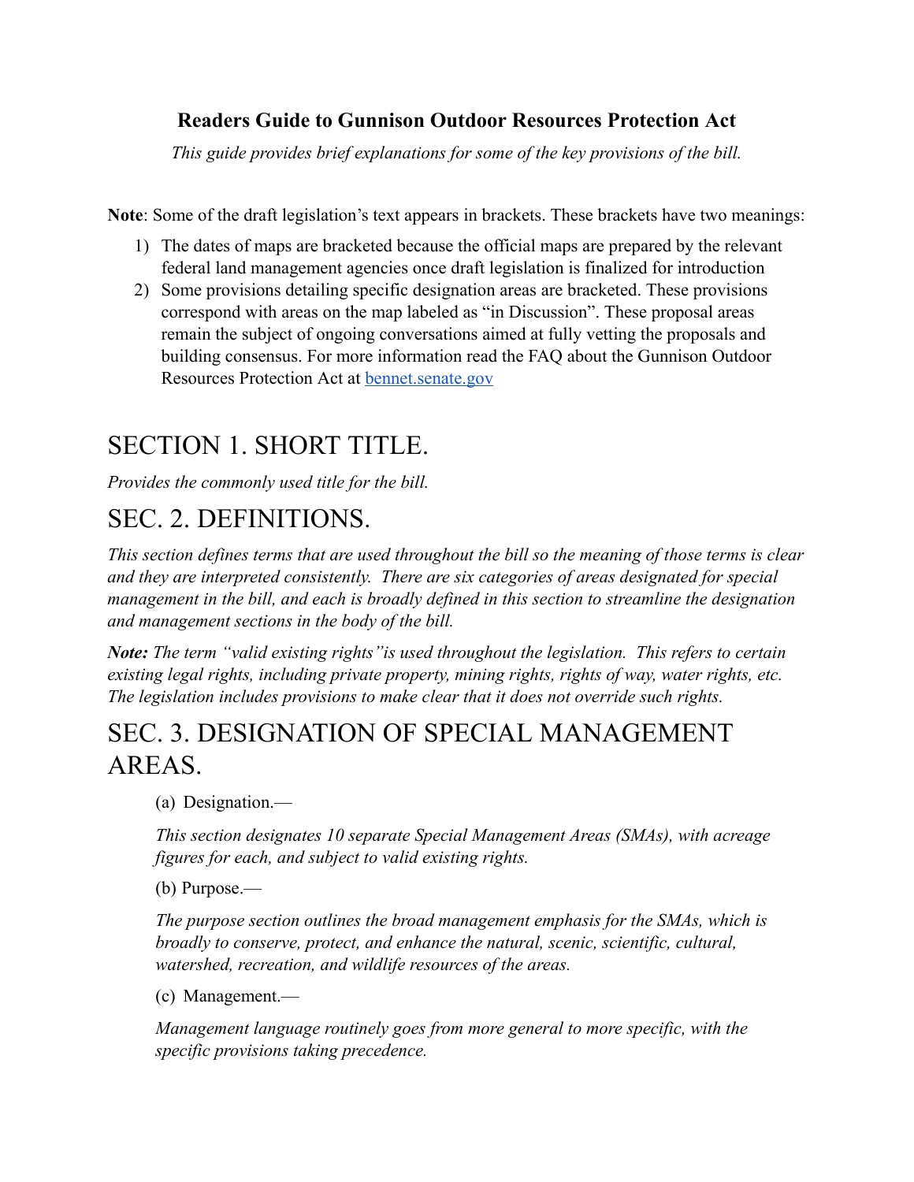**Readers Guide to Gunnison Outdoor Resources Protection Act**

*This guide provides brief explanations for some of the key provisions of the bill.*

**Note**: Some of the draft legislation's text appears in brackets. These brackets have two meanings:

1) The dates of maps are bracketed because the official maps are prepared by the relevant federal land management agencies once draft legislation is finalized for introduction
2) Some provisions detailing specific designation areas are bracketed. These provisions correspond with areas on the map labeled as "in Discussion". These proposal areas remain the subject of ongoing conversations aimed at fully vetting the proposals and building consensus. For more information read the FAQ about the Gunnison Outdoor Resources Protection Act at bennet.senate.gov

# SECTION 1. SHORT TITLE.

*Provides the commonly used title for the bill.*

# SEC. 2. DEFINITIONS.

*This section defines terms that are used throughout the bill so the meaning of those terms is clear and they are interpreted consistently. There are six categories of areas designated for special management in the bill, and each is broadly defined in this section to streamline the designation and management sections in the body of the bill.*

***Note:** The term "valid existing rights" is used throughout the legislation. This refers to certain existing legal rights, including private property, mining rights, rights of way, water rights, etc. The legislation includes provisions to make clear that it does not override such rights.*

# SEC. 3. DESIGNATION OF SPECIAL MANAGEMENT AREAS.

(a) Designation.—

*This section designates 10 separate Special Management Areas (SMAs), with acreage figures for each, and subject to valid existing rights.*

(b) Purpose.—

*The purpose section outlines the broad management emphasis for the SMAs, which is broadly to conserve, protect, and enhance the natural, scenic, scientific, cultural, watershed, recreation, and wildlife resources of the areas.*

(c) Management.—

*Management language routinely goes from more general to more specific, with the specific provisions taking precedence.*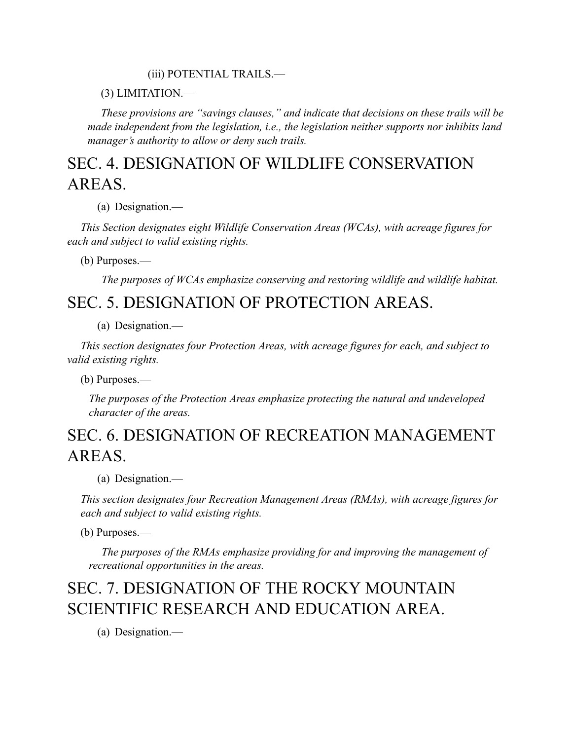(iii) POTENTIAL TRAILS.—

(3) LIMITATION.—

*These provisions are "savings clauses," and indicate that decisions on these trails will be made independent from the legislation, i.e., the legislation neither supports nor inhibits land manager's authority to allow or deny such trails.*

# SEC. 4. DESIGNATION OF WILDLIFE CONSERVATION AREAS.

(a) Designation.—

*This Section designates eight Wildlife Conservation Areas (WCAs), with acreage figures for each and subject to valid existing rights.*

(b) Purposes.—

*The purposes of WCAs emphasize conserving and restoring wildlife and wildlife habitat.*

# SEC. 5. DESIGNATION OF PROTECTION AREAS.

(a) Designation.—

*This section designates four Protection Areas, with acreage figures for each, and subject to valid existing rights.*

(b) Purposes.—

*The purposes of the Protection Areas emphasize protecting the natural and undeveloped character of the areas.*

# SEC. 6. DESIGNATION OF RECREATION MANAGEMENT AREAS.

(a) Designation.—

*This section designates four Recreation Management Areas (RMAs), with acreage figures for each and subject to valid existing rights.*

(b) Purposes.—

*The purposes of the RMAs emphasize providing for and improving the management of recreational opportunities in the areas.*

# SEC. 7. DESIGNATION OF THE ROCKY MOUNTAIN SCIENTIFIC RESEARCH AND EDUCATION AREA.

(a) Designation.—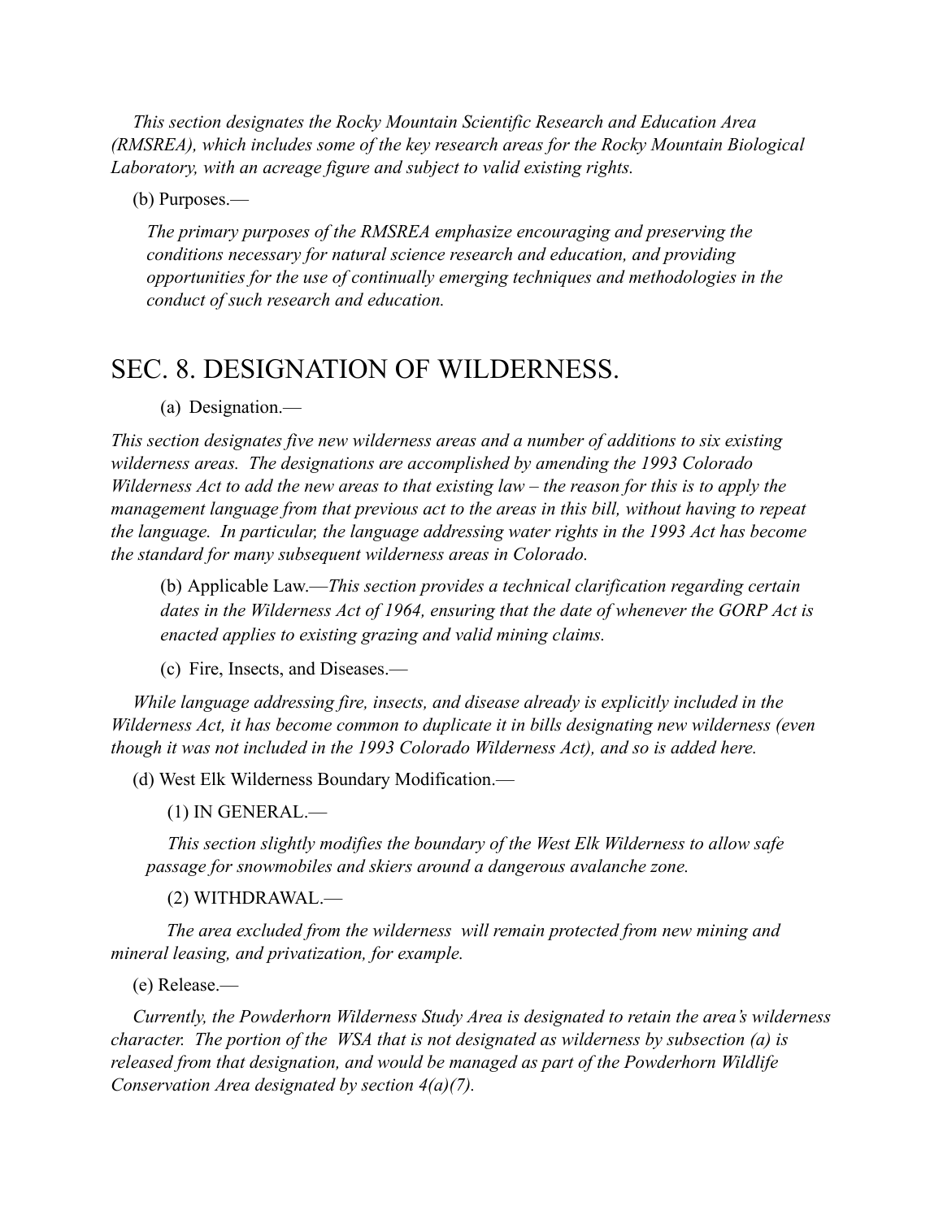*This section designates the Rocky Mountain Scientific Research and Education Area (RMSREA), which includes some of the key research areas for the Rocky Mountain Biological Laboratory, with an acreage figure and subject to valid existing rights.*

(b) Purposes.—

*The primary purposes of the RMSREA emphasize encouraging and preserving the conditions necessary for natural science research and education, and providing opportunities for the use of continually emerging techniques and methodologies in the conduct of such research and education.*

## SEC. 8. DESIGNATION OF WILDERNESS.

(a) Designation.—

*This section designates five new wilderness areas and a number of additions to six existing wilderness areas. The designations are accomplished by amending the 1993 Colorado Wilderness Act to add the new areas to that existing law – the reason for this is to apply the management language from that previous act to the areas in this bill, without having to repeat the language. In particular, the language addressing water rights in the 1993 Act has become the standard for many subsequent wilderness areas in Colorado.*

(b) Applicable Law.—*This section provides a technical clarification regarding certain dates in the Wilderness Act of 1964, ensuring that the date of whenever the GORP Act is enacted applies to existing grazing and valid mining claims.*

(c) Fire, Insects, and Diseases.—

*While language addressing fire, insects, and disease already is explicitly included in the Wilderness Act, it has become common to duplicate it in bills designating new wilderness (even though it was not included in the 1993 Colorado Wilderness Act), and so is added here.*

(d) West Elk Wilderness Boundary Modification.—

(1) IN GENERAL.—

*This section slightly modifies the boundary of the West Elk Wilderness to allow safe passage for snowmobiles and skiers around a dangerous avalanche zone.*

(2) WITHDRAWAL.—

*The area excluded from the wilderness will remain protected from new mining and mineral leasing, and privatization, for example.*

(e) Release.—

*Currently, the Powderhorn Wilderness Study Area is designated to retain the area's wilderness character. The portion of the WSA that is not designated as wilderness by subsection (a) is released from that designation, and would be managed as part of the Powderhorn Wildlife Conservation Area designated by section 4(a)(7).*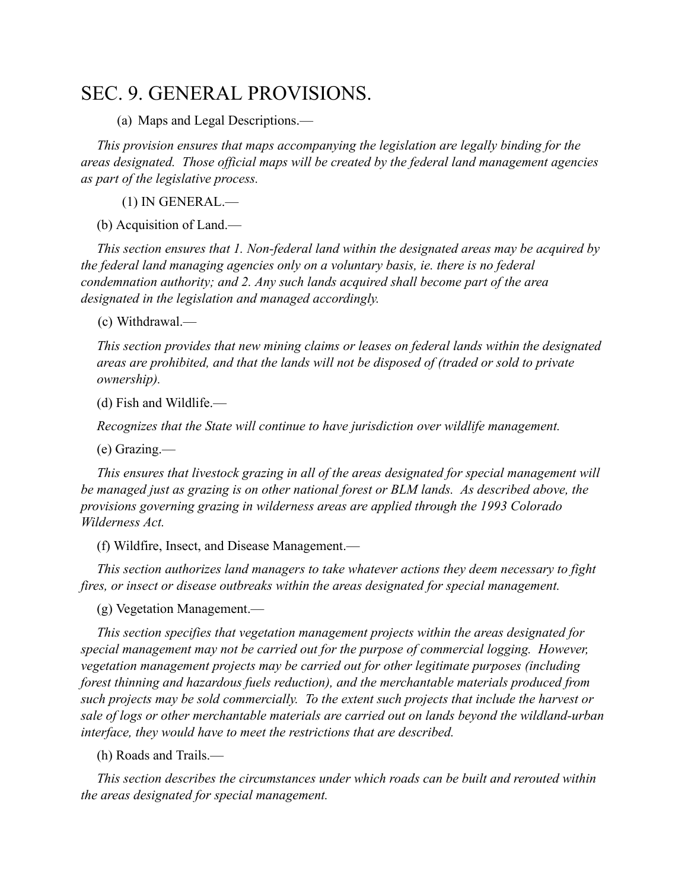# SEC. 9. GENERAL PROVISIONS.

(a) Maps and Legal Descriptions.—

*This provision ensures that maps accompanying the legislation are legally binding for the areas designated. Those official maps will be created by the federal land management agencies as part of the legislative process.*

(1) IN GENERAL.—

(b) Acquisition of Land.—

*This section ensures that 1. Non-federal land within the designated areas may be acquired by the federal land managing agencies only on a voluntary basis, ie. there is no federal condemnation authority; and 2. Any such lands acquired shall become part of the area designated in the legislation and managed accordingly.*

(c) Withdrawal.—

*This section provides that new mining claims or leases on federal lands within the designated areas are prohibited, and that the lands will not be disposed of (traded or sold to private ownership).*

(d) Fish and Wildlife.—

*Recognizes that the State will continue to have jurisdiction over wildlife management.*

(e) Grazing.—

*This ensures that livestock grazing in all of the areas designated for special management will be managed just as grazing is on other national forest or BLM lands. As described above, the provisions governing grazing in wilderness areas are applied through the 1993 Colorado Wilderness Act.*

(f) Wildfire, Insect, and Disease Management.—

*This section authorizes land managers to take whatever actions they deem necessary to fight fires, or insect or disease outbreaks within the areas designated for special management.*

(g) Vegetation Management.—

*This section specifies that vegetation management projects within the areas designated for special management may not be carried out for the purpose of commercial logging. However, vegetation management projects may be carried out for other legitimate purposes (including forest thinning and hazardous fuels reduction), and the merchantable materials produced from such projects may be sold commercially. To the extent such projects that include the harvest or sale of logs or other merchantable materials are carried out on lands beyond the wildland-urban interface, they would have to meet the restrictions that are described.*

(h) Roads and Trails.—

*This section describes the circumstances under which roads can be built and rerouted within the areas designated for special management.*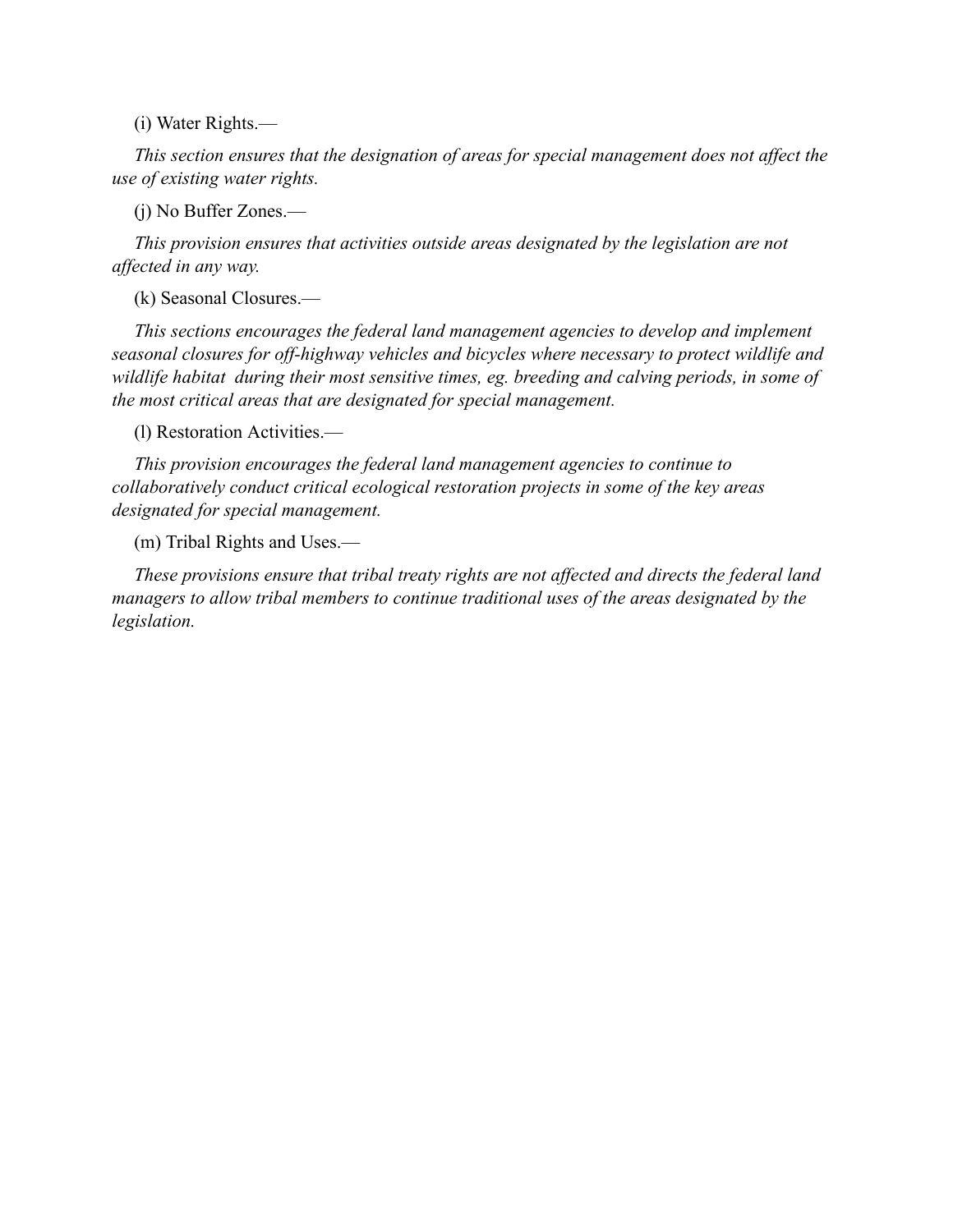(i) Water Rights.—

*This section ensures that the designation of areas for special management does not affect the use of existing water rights.*

(j) No Buffer Zones.—

*This provision ensures that activities outside areas designated by the legislation are not affected in any way.*

(k) Seasonal Closures.—

*This sections encourages the federal land management agencies to develop and implement seasonal closures for off-highway vehicles and bicycles where necessary to protect wildlife and wildlife habitat during their most sensitive times, eg. breeding and calving periods, in some of the most critical areas that are designated for special management.*

(l) Restoration Activities.—

*This provision encourages the federal land management agencies to continue to collaboratively conduct critical ecological restoration projects in some of the key areas designated for special management.*

(m) Tribal Rights and Uses.—

*These provisions ensure that tribal treaty rights are not affected and directs the federal land managers to allow tribal members to continue traditional uses of the areas designated by the legislation.*